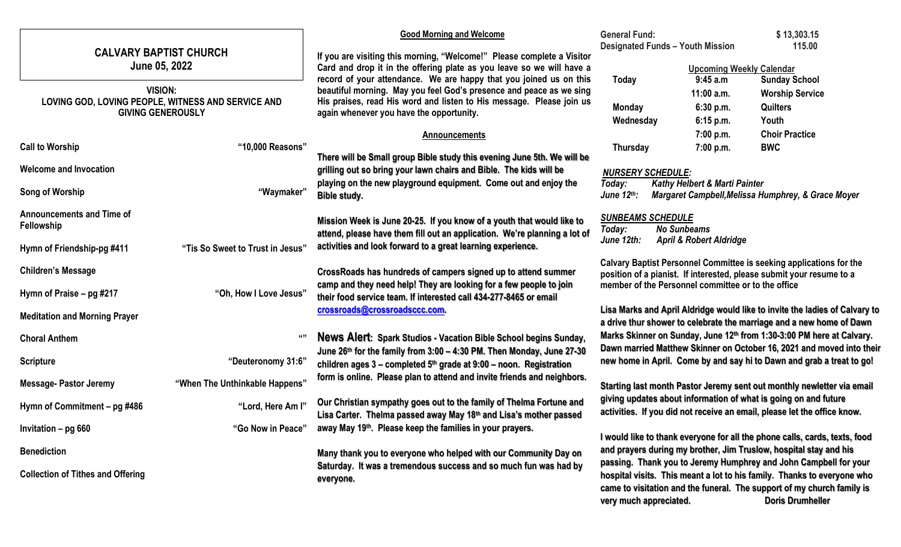# CALVARY BAPTIST CHURCH
## June 05, 2022

**VISION:**
**LOVING GOD, LOVING PEOPLE, WITNESS AND SERVICE AND GIVING GENEROUSLY**

| | |
|---|---|
| **Call to Worship** | **"10,000 Reasons"** |
| **Welcome and Invocation** | |
| **Song of Worship** | **"Waymaker"** |
| **Announcements and Time of Fellowship** | |
| **Hymn of Friendship-pg #411** | **"Tis So Sweet to Trust in Jesus"** |
| **Children's Message** | |
| **Hymn of Praise – pg #217** | **"Oh, How I Love Jesus"** |
| **Meditation and Morning Prayer** | |
| **Choral Anthem** | **""** |
| **Scripture** | **"Deuteronomy 31:6"** |
| **Message- Pastor Jeremy** | **"When The Unthinkable Happens"** |
| **Hymn of Commitment – pg #486** | **"Lord, Here Am I"** |
| **Invitation – pg 660** | **"Go Now in Peace"** |
| **Benediction** | |
| **Collection of Tithes and Offering** | |

## Good Morning and Welcome

**If you are visiting this morning, "Welcome!" Please complete a Visitor Card and drop it in the offering plate as you leave so we will have a record of your attendance. We are happy that you joined us on this beautiful morning. May you feel God's presence and peace as we sing His praises, read His word and listen to His message. Please join us again whenever you have the opportunity.**

## Announcements

**There will be Small group Bible study this evening June 5th. We will be grilling out so bring your lawn chairs and Bible. The kids will be playing on the new playground equipment. Come out and enjoy the Bible study.**

**Mission Week is June 20-25. If you know of a youth that would like to attend, please have them fill out an application. We're planning a lot of activities and look forward to a great learning experience.**

**CrossRoads has hundreds of campers signed up to attend summer camp and they need help! They are looking for a few people to join their food service team. If interested call 434-277-8465 or email crossroads@crossroadsccc.com.**

**News Alert: Spark Studios - Vacation Bible School begins Sunday, June 26th for the family from 3:00 – 4:30 PM. Then Monday, June 27-30 children ages 3 – completed 5th grade at 9:00 – noon. Registration form is online. Please plan to attend and invite friends and neighbors.**

**Our Christian sympathy goes out to the family of Thelma Fortune and Lisa Carter. Thelma passed away May 18th and Lisa's mother passed away May 19th. Please keep the families in your prayers.**

**Many thank you to everyone who helped with our Community Day on Saturday. It was a tremendous success and so much fun was had by everyone.**

| | |
|---|---|
| **General Fund:** | **$ 13,303.15** |
| **Designated Funds – Youth Mission** | **115.00** |

**Upcoming Weekly Calendar**

| | | |
|---|---|---|
| **Today** | **9:45 a.m** | **Sunday School** |
| | **11:00 a.m.** | **Worship Service** |
| **Monday** | **6:30 p.m.** | **Quilters** |
| **Wednesday** | **6:15 p.m.** | **Youth** |
| | **7:00 p.m.** | **Choir Practice** |
| **Thursday** | **7:00 p.m.** | **BWC** |

***NURSERY SCHEDULE:***
***Today:*** ***Kathy Helbert & Marti Painter***
***June 12th:*** ***Margaret Campbell,Melissa Humphrey, & Grace Moyer***

***SUNBEAMS SCHEDULE***
***Today:*** ***No Sunbeams***
***June 12th:*** ***April & Robert Aldridge***

**Calvary Baptist Personnel Committee is seeking applications for the position of a pianist. If interested, please submit your resume to a member of the Personnel committee or to the office**

**Lisa Marks and April Aldridge would like to invite the ladies of Calvary to a drive thur shower to celebrate the marriage and a new home of Dawn Marks Skinner on Sunday, June 12th from 1:30-3:00 PM here at Calvary. Dawn married Matthew Skinner on October 16, 2021 and moved into their new home in April. Come by and say hi to Dawn and grab a treat to go!**

**Starting last month Pastor Jeremy sent out monthly newletter via email giving updates about information of what is going on and future activities. If you did not receive an email, please let the office know.**

**I would like to thank everyone for all the phone calls, cards, texts, food and prayers during my brother, Jim Truslow, hospital stay and his passing. Thank you to Jeremy Humphrey and John Campbell for your hospital visits. This meant a lot to his family. Thanks to everyone who came to visitation and the funeral. The support of my church family is very much appreciated. Doris Drumheller**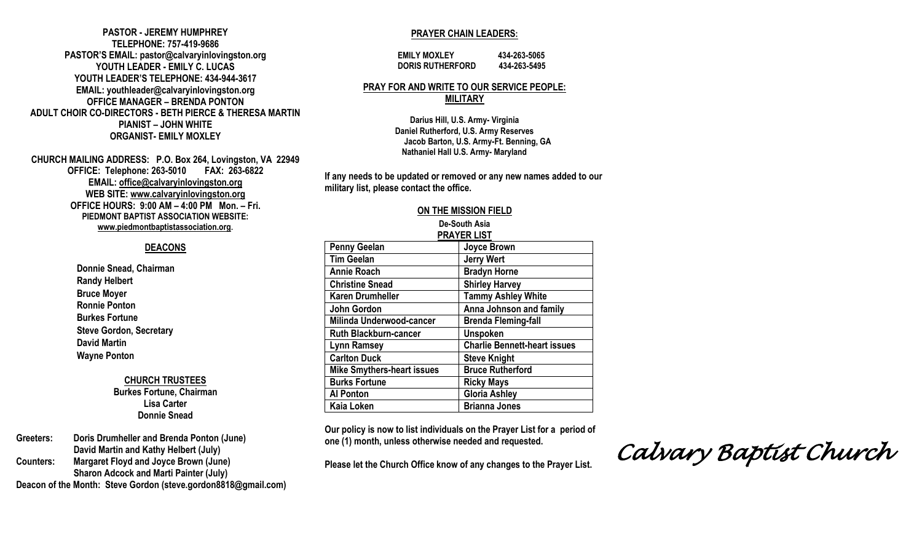**PASTOR - JEREMY HUMPHREY**
**TELEPHONE: 757-419-9686**
**PASTOR'S EMAIL: pastor@calvaryinlovingston.org**
**YOUTH LEADER - EMILY C. LUCAS**
**YOUTH LEADER'S TELEPHONE: 434-944-3617**
**EMAIL: youthleader@calvaryinlovingston.org**
**OFFICE MANAGER – BRENDA PONTON**
**ADULT CHOIR CO-DIRECTORS - BETH PIERCE & THERESA MARTIN**
**PIANIST – JOHN WHITE**
**ORGANIST- EMILY MOXLEY**

**CHURCH MAILING ADDRESS: P.O. Box 264, Lovingston, VA 22949**
**OFFICE: Telephone: 263-5010 FAX: 263-6822**
**EMAIL: office@calvaryinlovingston.org**
**WEB SITE: www.calvaryinlovingston.org**
**OFFICE HOURS: 9:00 AM – 4:00 PM Mon. – Fri.**
**PIEDMONT BAPTIST ASSOCIATION WEBSITE:**
**www.piedmontbaptistassociation.org.**

## DEACONS

Donnie Snead, Chairman
Randy Helbert
Bruce Moyer
Ronnie Ponton
Burkes Fortune
Steve Gordon, Secretary
David Martin
Wayne Ponton

## CHURCH TRUSTEES

Burkes Fortune, Chairman
Lisa Carter
Donnie Snead

**Greeters:** Doris Drumheller and Brenda Ponton (June)
David Martin and Kathy Helbert (July)
**Counters:** Margaret Floyd and Joyce Brown (June)
Sharon Adcock and Marti Painter (July)
**Deacon of the Month: Steve Gordon (steve.gordon8818@gmail.com)**

## PRAYER CHAIN LEADERS:

EMILY MOXLEY 434-263-5065
DORIS RUTHERFORD 434-263-5495

## PRAY FOR AND WRITE TO OUR SERVICE PEOPLE:
## MILITARY

Darius Hill, U.S. Army- Virginia
Daniel Rutherford, U.S. Army Reserves
Jacob Barton, U.S. Army-Ft. Benning, GA
Nathaniel Hall U.S. Army- Maryland

**If any needs to be updated or removed or any new names added to our military list, please contact the office.**

## ON THE MISSION FIELD

De-South Asia

## PRAYER LIST

| | |
|---|---|
| Penny Geelan | Joyce Brown |
| Tim Geelan | Jerry Wert |
| Annie Roach | Bradyn Horne |
| Christine Snead | Shirley Harvey |
| Karen Drumheller | Tammy Ashley White |
| John Gordon | Anna Johnson and family |
| Milinda Underwood-cancer | Brenda Fleming-fall |
| Ruth Blackburn-cancer | Unspoken |
| Lynn Ramsey | Charlie Bennett-heart issues |
| Carlton Duck | Steve Knight |
| Mike Smythers-heart issues | Bruce Rutherford |
| Burks Fortune | Ricky Mays |
| Al Ponton | Gloria Ashley |
| Kaia Loken | Brianna Jones |

**Our policy is now to list individuals on the Prayer List for a period of one (1) month, unless otherwise needed and requested.**

**Please let the Church Office know of any changes to the Prayer List.**

*Calvary Baptist Church*